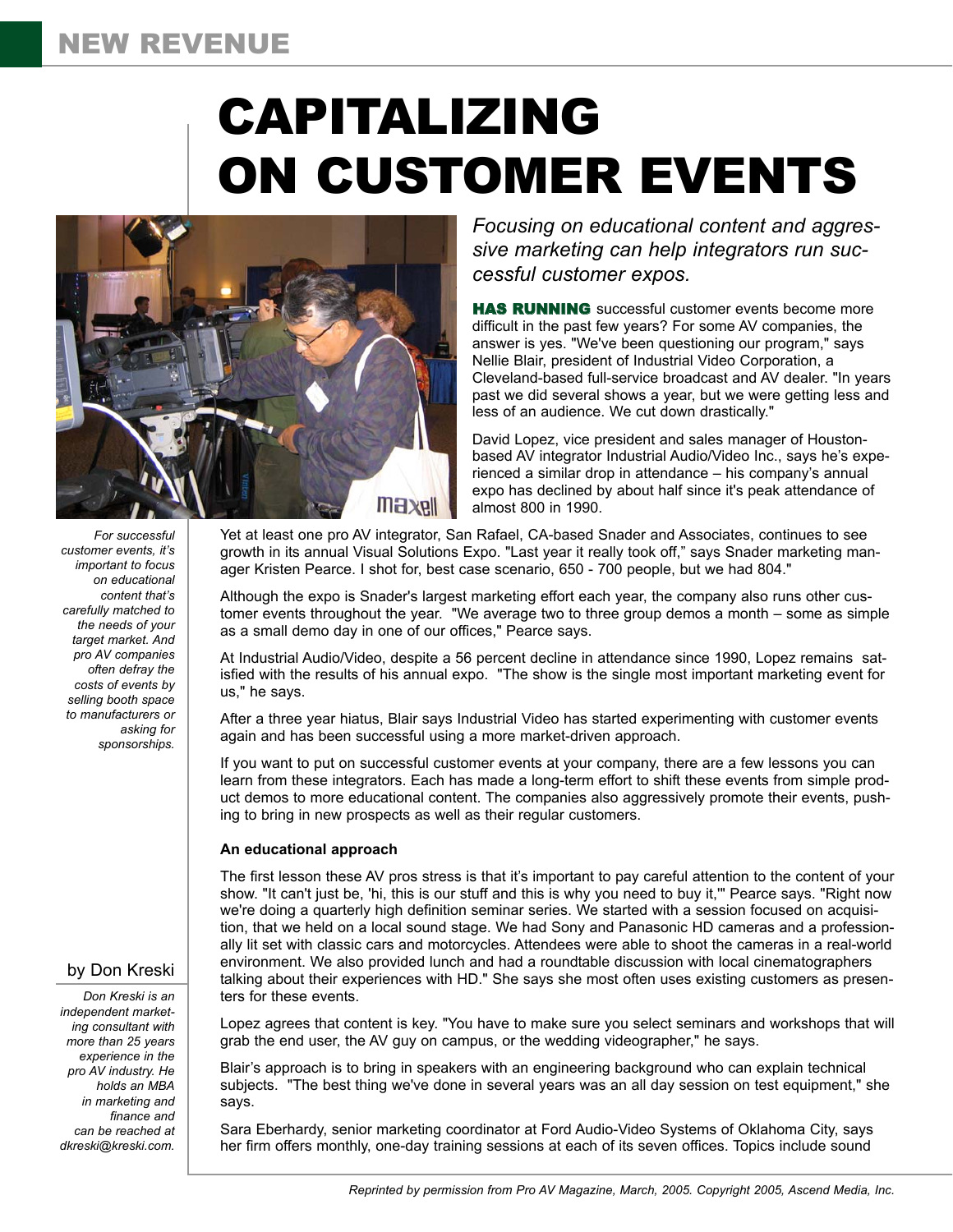# CAPITALIZING ON CUSTOMER EVENTS

*Focusing on educational content and aggressive marketing can help integrators run successful customer expos.*

For successful customer events, it's important to focus on educational content that's carefully matched to the needs of your target market. And pro AV companies often defray the costs of events by selling booth space to manufacturers or asking for sponsorships.

by Don Kreski

*Don Kreski is an independent marketing consultant with more than 25 years experience in the pro AV industry. He holds an MBA in marketing and finance and can be reached at dkreski@kreski.com.*

**HAS RUNNING** successful customer events become more difficult in the past few years? For some AV companies, the answer is yes. "We've been questioning our program," says Nellie Blair, president of Industrial Video Corporation, a Cleveland-based full-service broadcast and AV dealer. "In years past we did several shows a year, but we were getting less and less of an audience. We cut down drastically."

David Lopez, vice president and sales manager of Houston-based AV integrator Industrial Audio/Video Inc., says he's experienced a similar drop in attendance – his company's annual expo has declined by about half since it's peak attendance of almost 800 in 1990.

Yet at least one pro AV integrator, San Rafael, CA-based Snader and Associates, continues to see growth in its annual Visual Solutions Expo. "Last year it really took off," says Snader marketing manager Kristen Pearce. I shot for, best case scenario, 650 - 700 people, but we had 804."

Although the expo is Snader's largest marketing effort each year, the company also runs other customer events throughout the year. "We average two to three group demos a month – some as simple as a small demo day in one of our offices," Pearce says.

At Industrial Audio/Video, despite a 56 percent decline in attendance since 1990, Lopez remains satisfied with the results of his annual expo. "The show is the single most important marketing event for us," he says.

After a three year hiatus, Blair says Industrial Video has started experimenting with customer events again and has been successful using a more market-driven approach.

If you want to put on successful customer events at your company, there are a few lessons you can learn from these integrators. Each has made a long-term effort to shift these events from simple product demos to more educational content. The companies also aggressively promote their events, pushing to bring in new prospects as well as their regular customers.

**An educational approach**

The first lesson these AV pros stress is that it's important to pay careful attention to the content of your show. "It can't just be, 'hi, this is our stuff and this is why you need to buy it,'" Pearce says. "Right now we're doing a quarterly high definition seminar series. We started with a session focused on acquisition, that we held on a local sound stage. We had Sony and Panasonic HD cameras and a professionally lit set with classic cars and motorcycles. Attendees were able to shoot the cameras in a real-world environment. We also provided lunch and had a roundtable discussion with local cinematographers talking about their experiences with HD." She says she most often uses existing customers as presenters for these events.

Lopez agrees that content is key. "You have to make sure you select seminars and workshops that will grab the end user, the AV guy on campus, or the wedding videographer," he says.

Blair's approach is to bring in speakers with an engineering background who can explain technical subjects. "The best thing we've done in several years was an all day session on test equipment," she says.

Sara Eberhardy, senior marketing coordinator at Ford Audio-Video Systems of Oklahoma City, says her firm offers monthly, one-day training sessions at each of its seven offices. Topics include sound

*Reprinted by permission from Pro AV Magazine, March, 2005. Copyright 2005, Ascend Media, Inc.*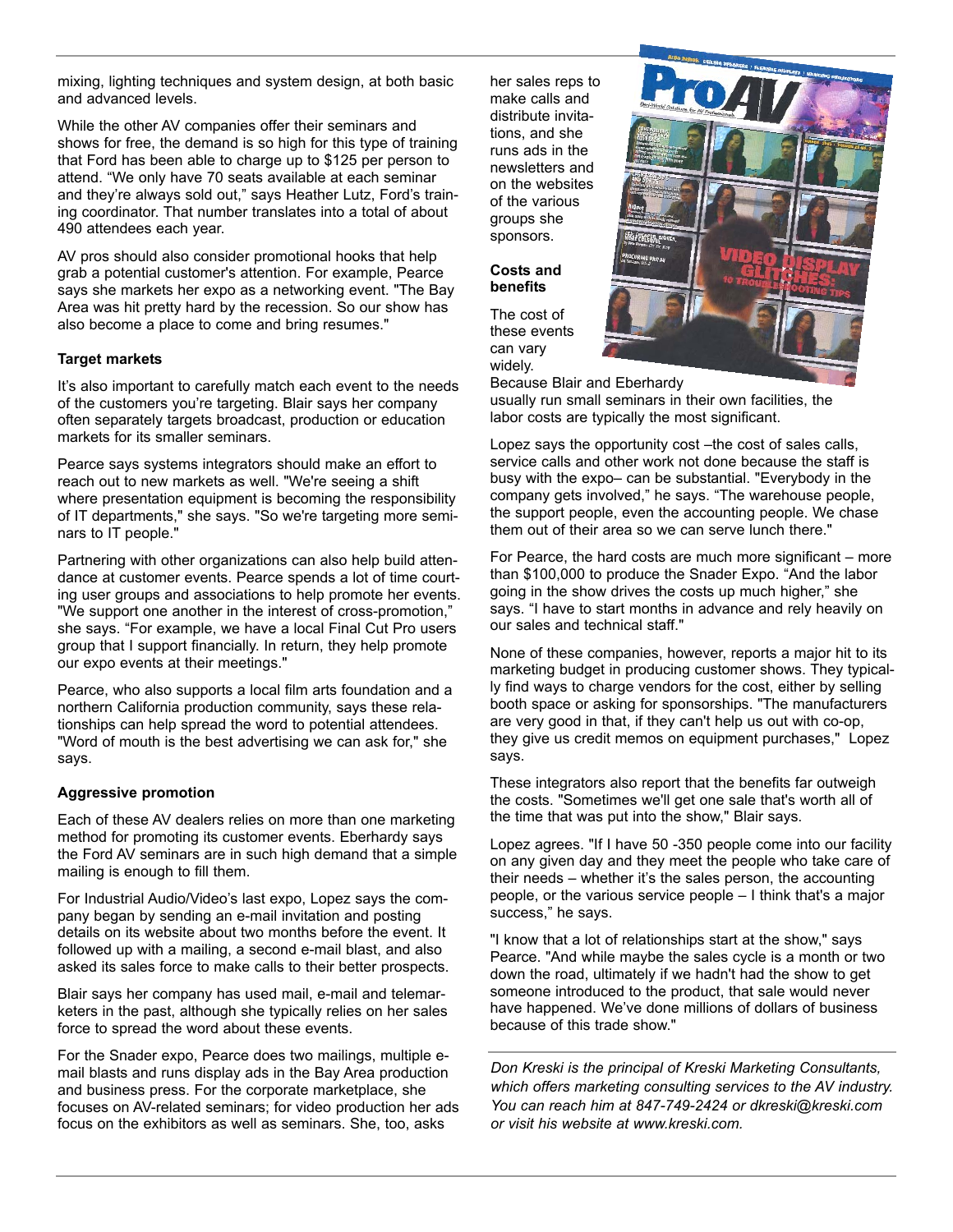mixing, lighting techniques and system design, at both basic and advanced levels.

While the other AV companies offer their seminars and shows for free, the demand is so high for this type of training that Ford has been able to charge up to $125 per person to attend. "We only have 70 seats available at each seminar and they're always sold out," says Heather Lutz, Ford's training coordinator. That number translates into a total of about 490 attendees each year.

AV pros should also consider promotional hooks that help grab a potential customer's attention. For example, Pearce says she markets her expo as a networking event. "The Bay Area was hit pretty hard by the recession. So our show has also become a place to come and bring resumes."

**Target markets**

It's also important to carefully match each event to the needs of the customers you're targeting. Blair says her company often separately targets broadcast, production or education markets for its smaller seminars.

Pearce says systems integrators should make an effort to reach out to new markets as well. "We're seeing a shift where presentation equipment is becoming the responsibility of IT departments," she says. "So we're targeting more seminars to IT people."

Partnering with other organizations can also help build attendance at customer events. Pearce spends a lot of time courting user groups and associations to help promote her events. "We support one another in the interest of cross-promotion," she says. "For example, we have a local Final Cut Pro users group that I support financially. In return, they help promote our expo events at their meetings."

Pearce, who also supports a local film arts foundation and a northern California production community, says these relationships can help spread the word to potential attendees. "Word of mouth is the best advertising we can ask for," she says.

**Aggressive promotion**

Each of these AV dealers relies on more than one marketing method for promoting its customer events. Eberhardy says the Ford AV seminars are in such high demand that a simple mailing is enough to fill them.

For Industrial Audio/Video's last expo, Lopez says the company began by sending an e-mail invitation and posting details on its website about two months before the event. It followed up with a mailing, a second e-mail blast, and also asked its sales force to make calls to their better prospects.

Blair says her company has used mail, e-mail and telemarketers in the past, although she typically relies on her sales force to spread the word about these events.

For the Snader expo, Pearce does two mailings, multiple e-mail blasts and runs display ads in the Bay Area production and business press. For the corporate marketplace, she focuses on AV-related seminars; for video production her ads focus on the exhibitors as well as seminars. She, too, asks her sales reps to make calls and distribute invitations, and she runs ads in the newsletters and on the websites of the various groups she sponsors.

**Costs and benefits**

The cost of these events can vary widely. Because Blair and Eberhardy usually run small seminars in their own facilities, the labor costs are typically the most significant.

Lopez says the opportunity cost –the cost of sales calls, service calls and other work not done because the staff is busy with the expo– can be substantial. "Everybody in the company gets involved," he says. "The warehouse people, the support people, even the accounting people. We chase them out of their area so we can serve lunch there."

For Pearce, the hard costs are much more significant – more than $100,000 to produce the Snader Expo. "And the labor going in the show drives the costs up much higher," she says. "I have to start months in advance and rely heavily on our sales and technical staff."

None of these companies, however, reports a major hit to its marketing budget in producing customer shows. They typically find ways to charge vendors for the cost, either by selling booth space or asking for sponsorships. "The manufacturers are very good in that, if they can't help us out with co-op, they give us credit memos on equipment purchases," Lopez says.

These integrators also report that the benefits far outweigh the costs. "Sometimes we'll get one sale that's worth all of the time that was put into the show," Blair says.

Lopez agrees. "If I have 50 -350 people come into our facility on any given day and they meet the people who take care of their needs – whether it's the sales person, the accounting people, or the various service people – I think that's a major success," he says.

"I know that a lot of relationships start at the show," says Pearce. "And while maybe the sales cycle is a month or two down the road, ultimately if we hadn't had the show to get someone introduced to the product, that sale would never have happened. We've done millions of dollars of business because of this trade show."

*Don Kreski is the principal of Kreski Marketing Consultants, which offers marketing consulting services to the AV industry. You can reach him at 847-749-2424 or dkreski@kreski.com or visit his website at www.kreski.com.*